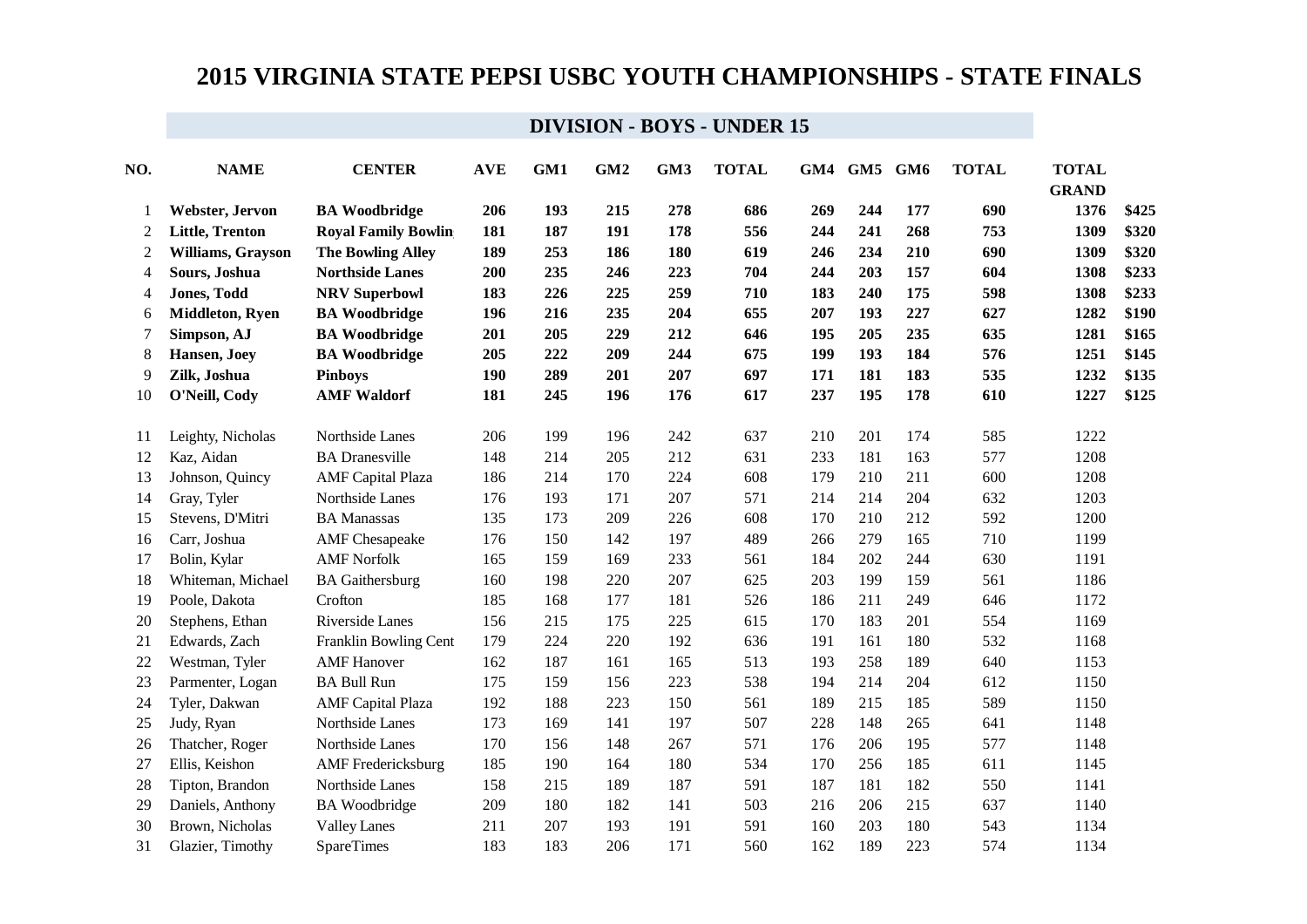# 2015 VIRGINIA STATE PEPSI USBC YOUTH CHAMPIONSHIPS - STATE FINALS

## DIVISION - BOYS - UNDER 15

| NO. | NAME | CENTER | AVE | GM1 | GM2 | GM3 | TOTAL | GM4 | GM5 | GM6 | TOTAL | TOTAL GRAND | |
|---|---|---|---|---|---|---|---|---|---|---|---|---|---|
| 1 | **Webster, Jervon** | **BA Woodbridge** | **206** | **193** | **215** | **278** | **686** | **269** | **244** | **177** | **690** | **1376** | **$425** |
| 2 | **Little, Trenton** | **Royal Family Bowlin** | **181** | **187** | **191** | **178** | **556** | **244** | **241** | **268** | **753** | **1309** | **$320** |
| 2 | **Williams, Grayson** | **The Bowling Alley** | **189** | **253** | **186** | **180** | **619** | **246** | **234** | **210** | **690** | **1309** | **$320** |
| 4 | **Sours, Joshua** | **Northside Lanes** | **200** | **235** | **246** | **223** | **704** | **244** | **203** | **157** | **604** | **1308** | **$233** |
| 4 | **Jones, Todd** | **NRV Superbowl** | **183** | **226** | **225** | **259** | **710** | **183** | **240** | **175** | **598** | **1308** | **$233** |
| 6 | **Middleton, Ryen** | **BA Woodbridge** | **196** | **216** | **235** | **204** | **655** | **207** | **193** | **227** | **627** | **1282** | **$190** |
| 7 | **Simpson, AJ** | **BA Woodbridge** | **201** | **205** | **229** | **212** | **646** | **195** | **205** | **235** | **635** | **1281** | **$165** |
| 8 | **Hansen, Joey** | **BA Woodbridge** | **205** | **222** | **209** | **244** | **675** | **199** | **193** | **184** | **576** | **1251** | **$145** |
| 9 | **Zilk, Joshua** | **Pinboys** | **190** | **289** | **201** | **207** | **697** | **171** | **181** | **183** | **535** | **1232** | **$135** |
| 10 | **O'Neill, Cody** | **AMF Waldorf** | **181** | **245** | **196** | **176** | **617** | **237** | **195** | **178** | **610** | **1227** | **$125** |
| 11 | Leighty, Nicholas | Northside Lanes | 206 | 199 | 196 | 242 | 637 | 210 | 201 | 174 | 585 | 1222 | |
| 12 | Kaz, Aidan | BA Dranesville | 148 | 214 | 205 | 212 | 631 | 233 | 181 | 163 | 577 | 1208 | |
| 13 | Johnson, Quincy | AMF Capital Plaza | 186 | 214 | 170 | 224 | 608 | 179 | 210 | 211 | 600 | 1208 | |
| 14 | Gray, Tyler | Northside Lanes | 176 | 193 | 171 | 207 | 571 | 214 | 214 | 204 | 632 | 1203 | |
| 15 | Stevens, D'Mitri | BA Manassas | 135 | 173 | 209 | 226 | 608 | 170 | 210 | 212 | 592 | 1200 | |
| 16 | Carr, Joshua | AMF Chesapeake | 176 | 150 | 142 | 197 | 489 | 266 | 279 | 165 | 710 | 1199 | |
| 17 | Bolin, Kylar | AMF Norfolk | 165 | 159 | 169 | 233 | 561 | 184 | 202 | 244 | 630 | 1191 | |
| 18 | Whiteman, Michael | BA Gaithersburg | 160 | 198 | 220 | 207 | 625 | 203 | 199 | 159 | 561 | 1186 | |
| 19 | Poole, Dakota | Crofton | 185 | 168 | 177 | 181 | 526 | 186 | 211 | 249 | 646 | 1172 | |
| 20 | Stephens, Ethan | Riverside Lanes | 156 | 215 | 175 | 225 | 615 | 170 | 183 | 201 | 554 | 1169 | |
| 21 | Edwards, Zach | Franklin Bowling Cent | 179 | 224 | 220 | 192 | 636 | 191 | 161 | 180 | 532 | 1168 | |
| 22 | Westman, Tyler | AMF Hanover | 162 | 187 | 161 | 165 | 513 | 193 | 258 | 189 | 640 | 1153 | |
| 23 | Parmenter, Logan | BA Bull Run | 175 | 159 | 156 | 223 | 538 | 194 | 214 | 204 | 612 | 1150 | |
| 24 | Tyler, Dakwan | AMF Capital Plaza | 192 | 188 | 223 | 150 | 561 | 189 | 215 | 185 | 589 | 1150 | |
| 25 | Judy, Ryan | Northside Lanes | 173 | 169 | 141 | 197 | 507 | 228 | 148 | 265 | 641 | 1148 | |
| 26 | Thatcher, Roger | Northside Lanes | 170 | 156 | 148 | 267 | 571 | 176 | 206 | 195 | 577 | 1148 | |
| 27 | Ellis, Keishon | AMF Fredericksburg | 185 | 190 | 164 | 180 | 534 | 170 | 256 | 185 | 611 | 1145 | |
| 28 | Tipton, Brandon | Northside Lanes | 158 | 215 | 189 | 187 | 591 | 187 | 181 | 182 | 550 | 1141 | |
| 29 | Daniels, Anthony | BA Woodbridge | 209 | 180 | 182 | 141 | 503 | 216 | 206 | 215 | 637 | 1140 | |
| 30 | Brown, Nicholas | Valley Lanes | 211 | 207 | 193 | 191 | 591 | 160 | 203 | 180 | 543 | 1134 | |
| 31 | Glazier, Timothy | SpareTimes | 183 | 183 | 206 | 171 | 560 | 162 | 189 | 223 | 574 | 1134 | |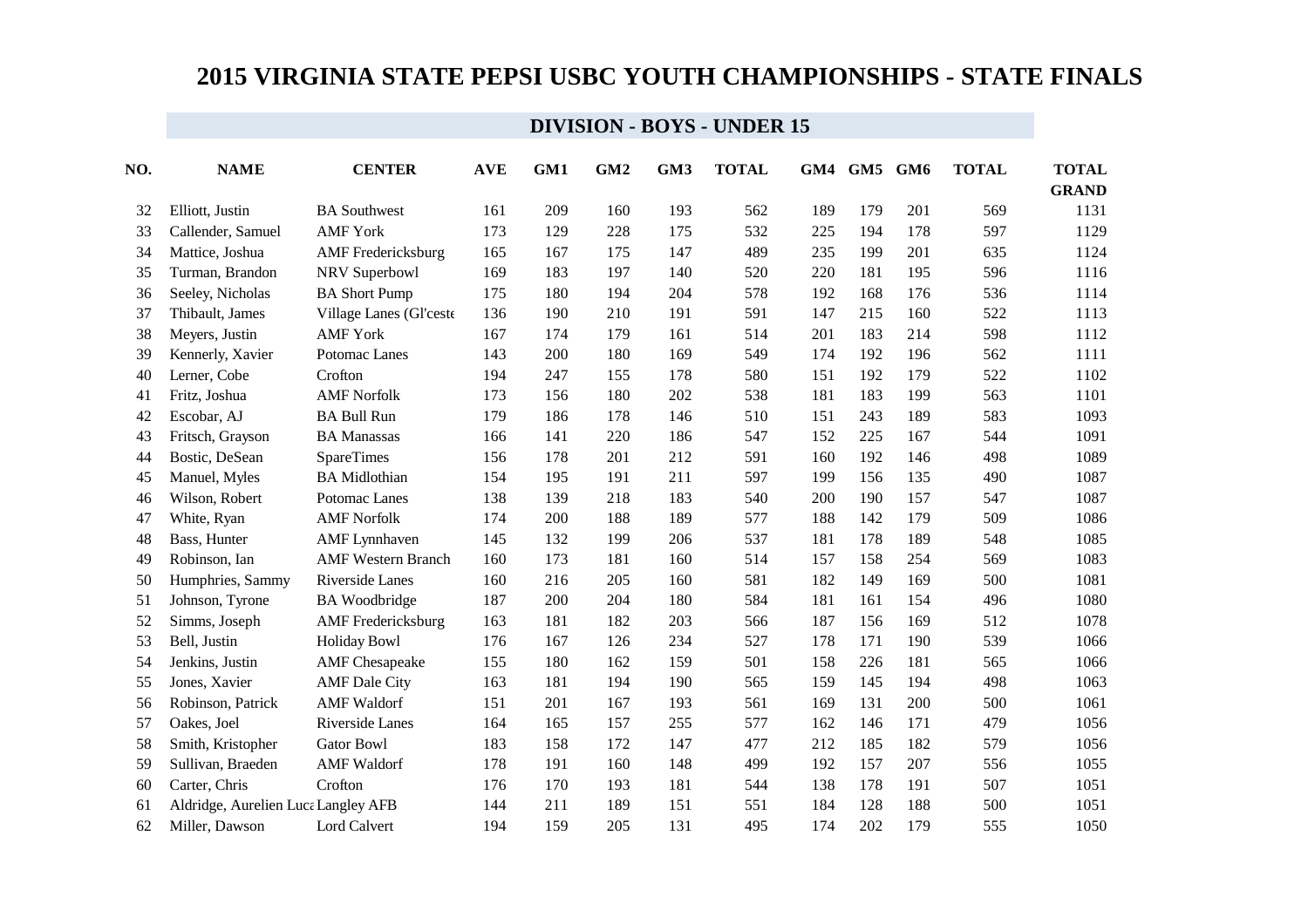# 2015 VIRGINIA STATE PEPSI USBC YOUTH CHAMPIONSHIPS - STATE FINALS

## DIVISION - BOYS - UNDER 15

| NO. | NAME | CENTER | AVE | GM1 | GM2 | GM3 | TOTAL | GM4 | GM5 | GM6 | TOTAL | TOTAL GRAND |
|---|---|---|---|---|---|---|---|---|---|---|---|---|
| 32 | Elliott, Justin | BA Southwest | 161 | 209 | 160 | 193 | 562 | 189 | 179 | 201 | 569 | 1131 |
| 33 | Callender, Samuel | AMF York | 173 | 129 | 228 | 175 | 532 | 225 | 194 | 178 | 597 | 1129 |
| 34 | Mattice, Joshua | AMF Fredericksburg | 165 | 167 | 175 | 147 | 489 | 235 | 199 | 201 | 635 | 1124 |
| 35 | Turman, Brandon | NRV Superbowl | 169 | 183 | 197 | 140 | 520 | 220 | 181 | 195 | 596 | 1116 |
| 36 | Seeley, Nicholas | BA Short Pump | 175 | 180 | 194 | 204 | 578 | 192 | 168 | 176 | 536 | 1114 |
| 37 | Thibault, James | Village Lanes (Gl'ceste | 136 | 190 | 210 | 191 | 591 | 147 | 215 | 160 | 522 | 1113 |
| 38 | Meyers, Justin | AMF York | 167 | 174 | 179 | 161 | 514 | 201 | 183 | 214 | 598 | 1112 |
| 39 | Kennerly, Xavier | Potomac Lanes | 143 | 200 | 180 | 169 | 549 | 174 | 192 | 196 | 562 | 1111 |
| 40 | Lerner, Cobe | Crofton | 194 | 247 | 155 | 178 | 580 | 151 | 192 | 179 | 522 | 1102 |
| 41 | Fritz, Joshua | AMF Norfolk | 173 | 156 | 180 | 202 | 538 | 181 | 183 | 199 | 563 | 1101 |
| 42 | Escobar, AJ | BA Bull Run | 179 | 186 | 178 | 146 | 510 | 151 | 243 | 189 | 583 | 1093 |
| 43 | Fritsch, Grayson | BA Manassas | 166 | 141 | 220 | 186 | 547 | 152 | 225 | 167 | 544 | 1091 |
| 44 | Bostic, DeSean | SpareTimes | 156 | 178 | 201 | 212 | 591 | 160 | 192 | 146 | 498 | 1089 |
| 45 | Manuel, Myles | BA Midlothian | 154 | 195 | 191 | 211 | 597 | 199 | 156 | 135 | 490 | 1087 |
| 46 | Wilson, Robert | Potomac Lanes | 138 | 139 | 218 | 183 | 540 | 200 | 190 | 157 | 547 | 1087 |
| 47 | White, Ryan | AMF Norfolk | 174 | 200 | 188 | 189 | 577 | 188 | 142 | 179 | 509 | 1086 |
| 48 | Bass, Hunter | AMF Lynnhaven | 145 | 132 | 199 | 206 | 537 | 181 | 178 | 189 | 548 | 1085 |
| 49 | Robinson, Ian | AMF Western Branch | 160 | 173 | 181 | 160 | 514 | 157 | 158 | 254 | 569 | 1083 |
| 50 | Humphries, Sammy | Riverside Lanes | 160 | 216 | 205 | 160 | 581 | 182 | 149 | 169 | 500 | 1081 |
| 51 | Johnson, Tyrone | BA Woodbridge | 187 | 200 | 204 | 180 | 584 | 181 | 161 | 154 | 496 | 1080 |
| 52 | Simms, Joseph | AMF Fredericksburg | 163 | 181 | 182 | 203 | 566 | 187 | 156 | 169 | 512 | 1078 |
| 53 | Bell, Justin | Holiday Bowl | 176 | 167 | 126 | 234 | 527 | 178 | 171 | 190 | 539 | 1066 |
| 54 | Jenkins, Justin | AMF Chesapeake | 155 | 180 | 162 | 159 | 501 | 158 | 226 | 181 | 565 | 1066 |
| 55 | Jones, Xavier | AMF Dale City | 163 | 181 | 194 | 190 | 565 | 159 | 145 | 194 | 498 | 1063 |
| 56 | Robinson, Patrick | AMF Waldorf | 151 | 201 | 167 | 193 | 561 | 169 | 131 | 200 | 500 | 1061 |
| 57 | Oakes, Joel | Riverside Lanes | 164 | 165 | 157 | 255 | 577 | 162 | 146 | 171 | 479 | 1056 |
| 58 | Smith, Kristopher | Gator Bowl | 183 | 158 | 172 | 147 | 477 | 212 | 185 | 182 | 579 | 1056 |
| 59 | Sullivan, Braeden | AMF Waldorf | 178 | 191 | 160 | 148 | 499 | 192 | 157 | 207 | 556 | 1055 |
| 60 | Carter, Chris | Crofton | 176 | 170 | 193 | 181 | 544 | 138 | 178 | 191 | 507 | 1051 |
| 61 | Aldridge, Aurelien Luca | Langley AFB | 144 | 211 | 189 | 151 | 551 | 184 | 128 | 188 | 500 | 1051 |
| 62 | Miller, Dawson | Lord Calvert | 194 | 159 | 205 | 131 | 495 | 174 | 202 | 179 | 555 | 1050 |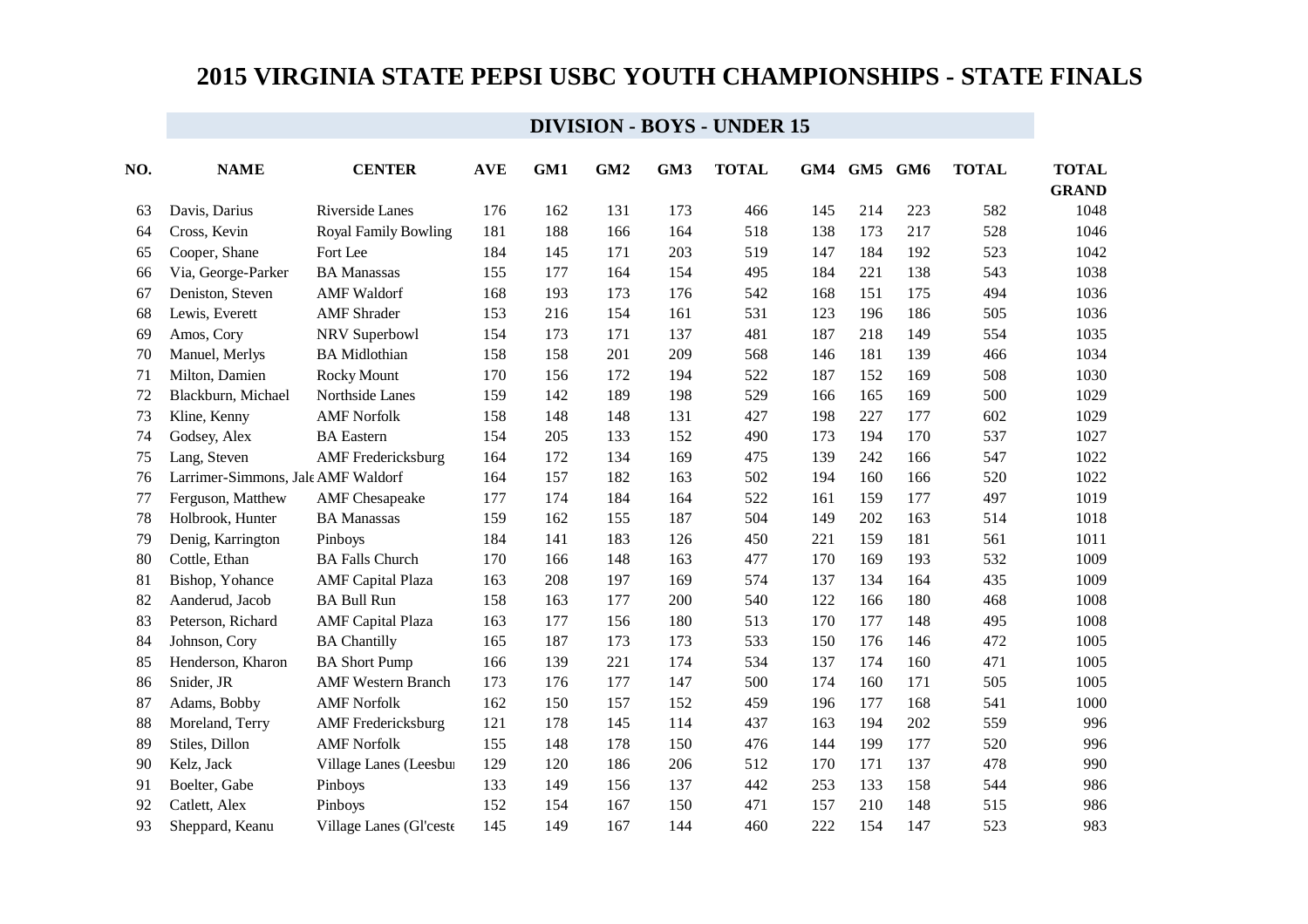# 2015 VIRGINIA STATE PEPSI USBC YOUTH CHAMPIONSHIPS - STATE FINALS

## DIVISION - BOYS - UNDER 15

| NO. | NAME | CENTER | AVE | GM1 | GM2 | GM3 | TOTAL | GM4 | GM5 | GM6 | TOTAL | TOTAL GRAND |
|---|---|---|---|---|---|---|---|---|---|---|---|---|
| 63 | Davis, Darius | Riverside Lanes | 176 | 162 | 131 | 173 | 466 | 145 | 214 | 223 | 582 | 1048 |
| 64 | Cross, Kevin | Royal Family Bowling | 181 | 188 | 166 | 164 | 518 | 138 | 173 | 217 | 528 | 1046 |
| 65 | Cooper, Shane | Fort Lee | 184 | 145 | 171 | 203 | 519 | 147 | 184 | 192 | 523 | 1042 |
| 66 | Via, George-Parker | BA Manassas | 155 | 177 | 164 | 154 | 495 | 184 | 221 | 138 | 543 | 1038 |
| 67 | Deniston, Steven | AMF Waldorf | 168 | 193 | 173 | 176 | 542 | 168 | 151 | 175 | 494 | 1036 |
| 68 | Lewis, Everett | AMF Shrader | 153 | 216 | 154 | 161 | 531 | 123 | 196 | 186 | 505 | 1036 |
| 69 | Amos, Cory | NRV Superbowl | 154 | 173 | 171 | 137 | 481 | 187 | 218 | 149 | 554 | 1035 |
| 70 | Manuel, Merlys | BA Midlothian | 158 | 158 | 201 | 209 | 568 | 146 | 181 | 139 | 466 | 1034 |
| 71 | Milton, Damien | Rocky Mount | 170 | 156 | 172 | 194 | 522 | 187 | 152 | 169 | 508 | 1030 |
| 72 | Blackburn, Michael | Northside Lanes | 159 | 142 | 189 | 198 | 529 | 166 | 165 | 169 | 500 | 1029 |
| 73 | Kline, Kenny | AMF Norfolk | 158 | 148 | 148 | 131 | 427 | 198 | 227 | 177 | 602 | 1029 |
| 74 | Godsey, Alex | BA Eastern | 154 | 205 | 133 | 152 | 490 | 173 | 194 | 170 | 537 | 1027 |
| 75 | Lang, Steven | AMF Fredericksburg | 164 | 172 | 134 | 169 | 475 | 139 | 242 | 166 | 547 | 1022 |
| 76 | Larrimer-Simmons, Jale | AMF Waldorf | 164 | 157 | 182 | 163 | 502 | 194 | 160 | 166 | 520 | 1022 |
| 77 | Ferguson, Matthew | AMF Chesapeake | 177 | 174 | 184 | 164 | 522 | 161 | 159 | 177 | 497 | 1019 |
| 78 | Holbrook, Hunter | BA Manassas | 159 | 162 | 155 | 187 | 504 | 149 | 202 | 163 | 514 | 1018 |
| 79 | Denig, Karrington | Pinboys | 184 | 141 | 183 | 126 | 450 | 221 | 159 | 181 | 561 | 1011 |
| 80 | Cottle, Ethan | BA Falls Church | 170 | 166 | 148 | 163 | 477 | 170 | 169 | 193 | 532 | 1009 |
| 81 | Bishop, Yohance | AMF Capital Plaza | 163 | 208 | 197 | 169 | 574 | 137 | 134 | 164 | 435 | 1009 |
| 82 | Aanderud, Jacob | BA Bull Run | 158 | 163 | 177 | 200 | 540 | 122 | 166 | 180 | 468 | 1008 |
| 83 | Peterson, Richard | AMF Capital Plaza | 163 | 177 | 156 | 180 | 513 | 170 | 177 | 148 | 495 | 1008 |
| 84 | Johnson, Cory | BA Chantilly | 165 | 187 | 173 | 173 | 533 | 150 | 176 | 146 | 472 | 1005 |
| 85 | Henderson, Kharon | BA Short Pump | 166 | 139 | 221 | 174 | 534 | 137 | 174 | 160 | 471 | 1005 |
| 86 | Snider, JR | AMF Western Branch | 173 | 176 | 177 | 147 | 500 | 174 | 160 | 171 | 505 | 1005 |
| 87 | Adams, Bobby | AMF Norfolk | 162 | 150 | 157 | 152 | 459 | 196 | 177 | 168 | 541 | 1000 |
| 88 | Moreland, Terry | AMF Fredericksburg | 121 | 178 | 145 | 114 | 437 | 163 | 194 | 202 | 559 | 996 |
| 89 | Stiles, Dillon | AMF Norfolk | 155 | 148 | 178 | 150 | 476 | 144 | 199 | 177 | 520 | 996 |
| 90 | Kelz, Jack | Village Lanes (Leesbu | 129 | 120 | 186 | 206 | 512 | 170 | 171 | 137 | 478 | 990 |
| 91 | Boelter, Gabe | Pinboys | 133 | 149 | 156 | 137 | 442 | 253 | 133 | 158 | 544 | 986 |
| 92 | Catlett, Alex | Pinboys | 152 | 154 | 167 | 150 | 471 | 157 | 210 | 148 | 515 | 986 |
| 93 | Sheppard, Keanu | Village Lanes (Gl'ceste | 145 | 149 | 167 | 144 | 460 | 222 | 154 | 147 | 523 | 983 |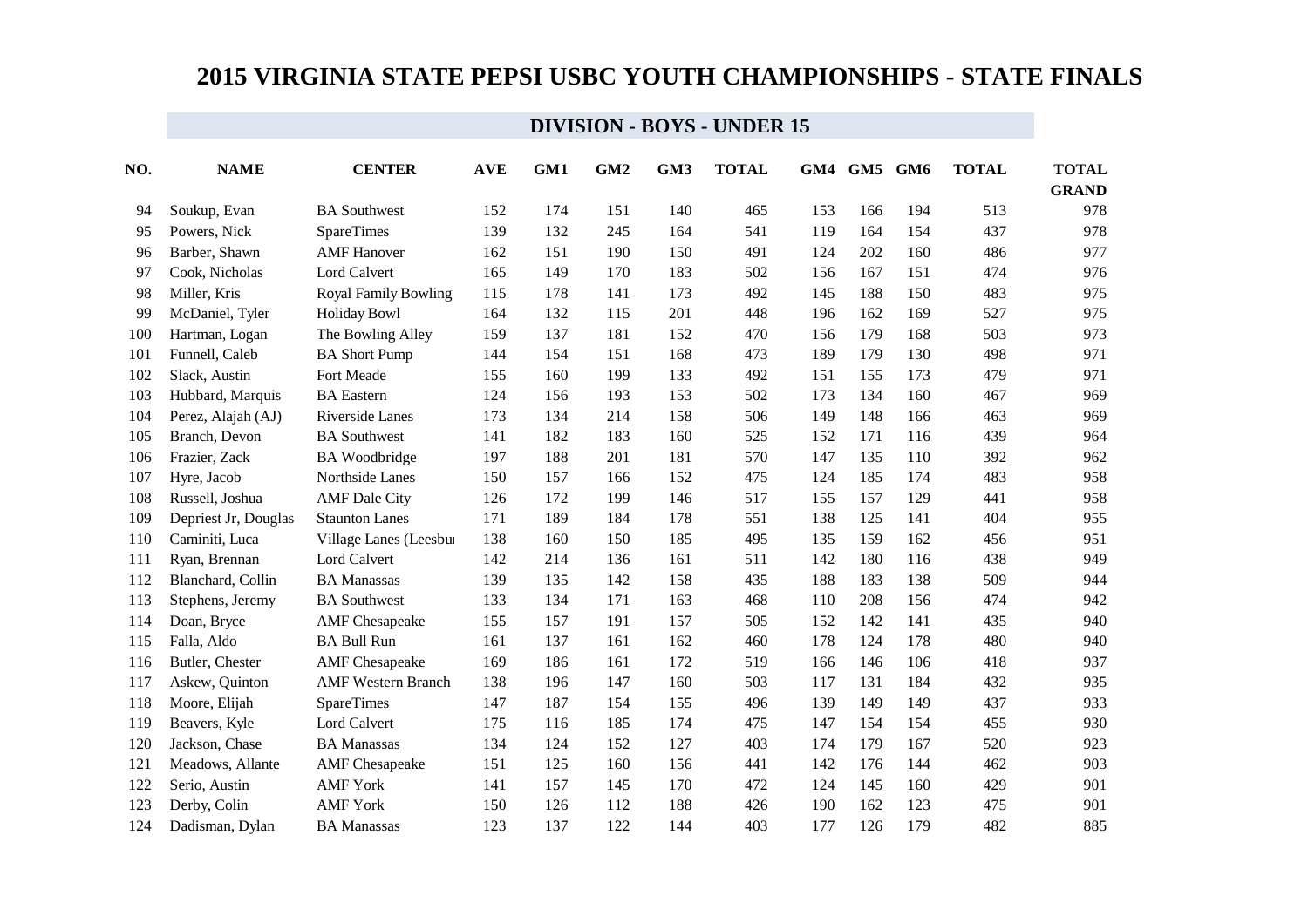# 2015 VIRGINIA STATE PEPSI USBC YOUTH CHAMPIONSHIPS - STATE FINALS

## DIVISION - BOYS - UNDER 15

| NO. | NAME | CENTER | AVE | GM1 | GM2 | GM3 | TOTAL | GM4 | GM5 | GM6 | TOTAL | TOTAL GRAND |
|---|---|---|---|---|---|---|---|---|---|---|---|---|
| 94 | Soukup, Evan | BA Southwest | 152 | 174 | 151 | 140 | 465 | 153 | 166 | 194 | 513 | 978 |
| 95 | Powers, Nick | SpareTimes | 139 | 132 | 245 | 164 | 541 | 119 | 164 | 154 | 437 | 978 |
| 96 | Barber, Shawn | AMF Hanover | 162 | 151 | 190 | 150 | 491 | 124 | 202 | 160 | 486 | 977 |
| 97 | Cook, Nicholas | Lord Calvert | 165 | 149 | 170 | 183 | 502 | 156 | 167 | 151 | 474 | 976 |
| 98 | Miller, Kris | Royal Family Bowling | 115 | 178 | 141 | 173 | 492 | 145 | 188 | 150 | 483 | 975 |
| 99 | McDaniel, Tyler | Holiday Bowl | 164 | 132 | 115 | 201 | 448 | 196 | 162 | 169 | 527 | 975 |
| 100 | Hartman, Logan | The Bowling Alley | 159 | 137 | 181 | 152 | 470 | 156 | 179 | 168 | 503 | 973 |
| 101 | Funnell, Caleb | BA Short Pump | 144 | 154 | 151 | 168 | 473 | 189 | 179 | 130 | 498 | 971 |
| 102 | Slack, Austin | Fort Meade | 155 | 160 | 199 | 133 | 492 | 151 | 155 | 173 | 479 | 971 |
| 103 | Hubbard, Marquis | BA Eastern | 124 | 156 | 193 | 153 | 502 | 173 | 134 | 160 | 467 | 969 |
| 104 | Perez, Alajah (AJ) | Riverside Lanes | 173 | 134 | 214 | 158 | 506 | 149 | 148 | 166 | 463 | 969 |
| 105 | Branch, Devon | BA Southwest | 141 | 182 | 183 | 160 | 525 | 152 | 171 | 116 | 439 | 964 |
| 106 | Frazier, Zack | BA Woodbridge | 197 | 188 | 201 | 181 | 570 | 147 | 135 | 110 | 392 | 962 |
| 107 | Hyre, Jacob | Northside Lanes | 150 | 157 | 166 | 152 | 475 | 124 | 185 | 174 | 483 | 958 |
| 108 | Russell, Joshua | AMF Dale City | 126 | 172 | 199 | 146 | 517 | 155 | 157 | 129 | 441 | 958 |
| 109 | Depriest Jr, Douglas | Staunton Lanes | 171 | 189 | 184 | 178 | 551 | 138 | 125 | 141 | 404 | 955 |
| 110 | Caminiti, Luca | Village Lanes (Leesbu | 138 | 160 | 150 | 185 | 495 | 135 | 159 | 162 | 456 | 951 |
| 111 | Ryan, Brennan | Lord Calvert | 142 | 214 | 136 | 161 | 511 | 142 | 180 | 116 | 438 | 949 |
| 112 | Blanchard, Collin | BA Manassas | 139 | 135 | 142 | 158 | 435 | 188 | 183 | 138 | 509 | 944 |
| 113 | Stephens, Jeremy | BA Southwest | 133 | 134 | 171 | 163 | 468 | 110 | 208 | 156 | 474 | 942 |
| 114 | Doan, Bryce | AMF Chesapeake | 155 | 157 | 191 | 157 | 505 | 152 | 142 | 141 | 435 | 940 |
| 115 | Falla, Aldo | BA Bull Run | 161 | 137 | 161 | 162 | 460 | 178 | 124 | 178 | 480 | 940 |
| 116 | Butler, Chester | AMF Chesapeake | 169 | 186 | 161 | 172 | 519 | 166 | 146 | 106 | 418 | 937 |
| 117 | Askew, Quinton | AMF Western Branch | 138 | 196 | 147 | 160 | 503 | 117 | 131 | 184 | 432 | 935 |
| 118 | Moore, Elijah | SpareTimes | 147 | 187 | 154 | 155 | 496 | 139 | 149 | 149 | 437 | 933 |
| 119 | Beavers, Kyle | Lord Calvert | 175 | 116 | 185 | 174 | 475 | 147 | 154 | 154 | 455 | 930 |
| 120 | Jackson, Chase | BA Manassas | 134 | 124 | 152 | 127 | 403 | 174 | 179 | 167 | 520 | 923 |
| 121 | Meadows, Allante | AMF Chesapeake | 151 | 125 | 160 | 156 | 441 | 142 | 176 | 144 | 462 | 903 |
| 122 | Serio, Austin | AMF York | 141 | 157 | 145 | 170 | 472 | 124 | 145 | 160 | 429 | 901 |
| 123 | Derby, Colin | AMF York | 150 | 126 | 112 | 188 | 426 | 190 | 162 | 123 | 475 | 901 |
| 124 | Dadisman, Dylan | BA Manassas | 123 | 137 | 122 | 144 | 403 | 177 | 126 | 179 | 482 | 885 |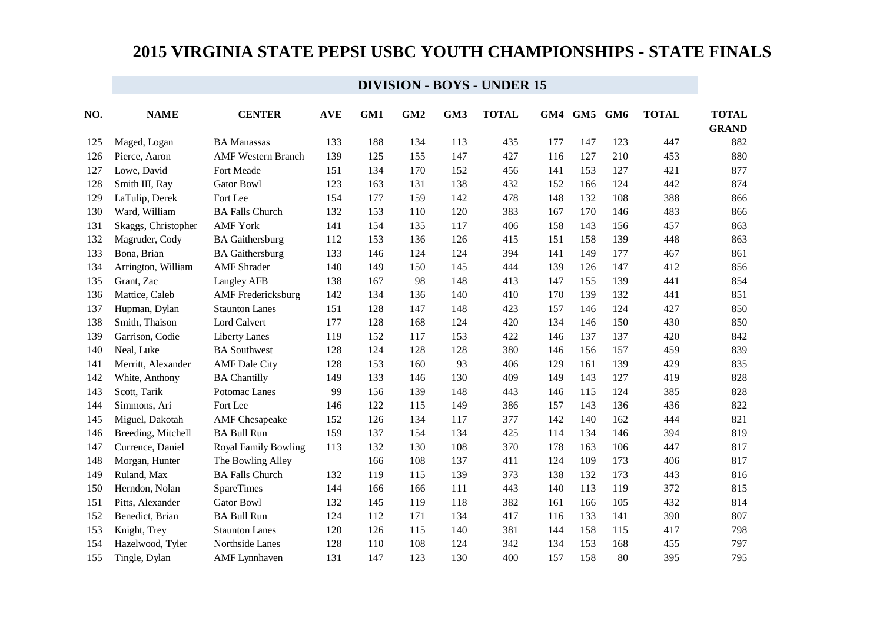# 2015 VIRGINIA STATE PEPSI USBC YOUTH CHAMPIONSHIPS - STATE FINALS

## DIVISION - BOYS - UNDER 15

| NO. | NAME | CENTER | AVE | GM1 | GM2 | GM3 | TOTAL | GM4 | GM5 | GM6 | TOTAL | TOTAL GRAND |
|---|---|---|---|---|---|---|---|---|---|---|---|---|
| 125 | Maged, Logan | BA Manassas | 133 | 188 | 134 | 113 | 435 | 177 | 147 | 123 | 447 | 882 |
| 126 | Pierce, Aaron | AMF Western Branch | 139 | 125 | 155 | 147 | 427 | 116 | 127 | 210 | 453 | 880 |
| 127 | Lowe, David | Fort Meade | 151 | 134 | 170 | 152 | 456 | 141 | 153 | 127 | 421 | 877 |
| 128 | Smith III, Ray | Gator Bowl | 123 | 163 | 131 | 138 | 432 | 152 | 166 | 124 | 442 | 874 |
| 129 | LaTulip, Derek | Fort Lee | 154 | 177 | 159 | 142 | 478 | 148 | 132 | 108 | 388 | 866 |
| 130 | Ward, William | BA Falls Church | 132 | 153 | 110 | 120 | 383 | 167 | 170 | 146 | 483 | 866 |
| 131 | Skaggs, Christopher | AMF York | 141 | 154 | 135 | 117 | 406 | 158 | 143 | 156 | 457 | 863 |
| 132 | Magruder, Cody | BA Gaithersburg | 112 | 153 | 136 | 126 | 415 | 151 | 158 | 139 | 448 | 863 |
| 133 | Bona, Brian | BA Gaithersburg | 133 | 146 | 124 | 124 | 394 | 141 | 149 | 177 | 467 | 861 |
| 134 | Arrington, William | AMF Shrader | 140 | 149 | 150 | 145 | 444 | ~~139~~ | ~~126~~ | ~~147~~ | 412 | 856 |
| 135 | Grant, Zac | Langley AFB | 138 | 167 | 98 | 148 | 413 | 147 | 155 | 139 | 441 | 854 |
| 136 | Mattice, Caleb | AMF Fredericksburg | 142 | 134 | 136 | 140 | 410 | 170 | 139 | 132 | 441 | 851 |
| 137 | Hupman, Dylan | Staunton Lanes | 151 | 128 | 147 | 148 | 423 | 157 | 146 | 124 | 427 | 850 |
| 138 | Smith, Thaison | Lord Calvert | 177 | 128 | 168 | 124 | 420 | 134 | 146 | 150 | 430 | 850 |
| 139 | Garrison, Codie | Liberty Lanes | 119 | 152 | 117 | 153 | 422 | 146 | 137 | 137 | 420 | 842 |
| 140 | Neal, Luke | BA Southwest | 128 | 124 | 128 | 128 | 380 | 146 | 156 | 157 | 459 | 839 |
| 141 | Merritt, Alexander | AMF Dale City | 128 | 153 | 160 | 93 | 406 | 129 | 161 | 139 | 429 | 835 |
| 142 | White, Anthony | BA Chantilly | 149 | 133 | 146 | 130 | 409 | 149 | 143 | 127 | 419 | 828 |
| 143 | Scott, Tarik | Potomac Lanes | 99 | 156 | 139 | 148 | 443 | 146 | 115 | 124 | 385 | 828 |
| 144 | Simmons, Ari | Fort Lee | 146 | 122 | 115 | 149 | 386 | 157 | 143 | 136 | 436 | 822 |
| 145 | Miguel, Dakotah | AMF Chesapeake | 152 | 126 | 134 | 117 | 377 | 142 | 140 | 162 | 444 | 821 |
| 146 | Breeding, Mitchell | BA Bull Run | 159 | 137 | 154 | 134 | 425 | 114 | 134 | 146 | 394 | 819 |
| 147 | Currence, Daniel | Royal Family Bowling | 113 | 132 | 130 | 108 | 370 | 178 | 163 | 106 | 447 | 817 |
| 148 | Morgan, Hunter | The Bowling Alley | | 166 | 108 | 137 | 411 | 124 | 109 | 173 | 406 | 817 |
| 149 | Ruland, Max | BA Falls Church | 132 | 119 | 115 | 139 | 373 | 138 | 132 | 173 | 443 | 816 |
| 150 | Herndon, Nolan | SpareTimes | 144 | 166 | 166 | 111 | 443 | 140 | 113 | 119 | 372 | 815 |
| 151 | Pitts, Alexander | Gator Bowl | 132 | 145 | 119 | 118 | 382 | 161 | 166 | 105 | 432 | 814 |
| 152 | Benedict, Brian | BA Bull Run | 124 | 112 | 171 | 134 | 417 | 116 | 133 | 141 | 390 | 807 |
| 153 | Knight, Trey | Staunton Lanes | 120 | 126 | 115 | 140 | 381 | 144 | 158 | 115 | 417 | 798 |
| 154 | Hazelwood, Tyler | Northside Lanes | 128 | 110 | 108 | 124 | 342 | 134 | 153 | 168 | 455 | 797 |
| 155 | Tingle, Dylan | AMF Lynnhaven | 131 | 147 | 123 | 130 | 400 | 157 | 158 | 80 | 395 | 795 |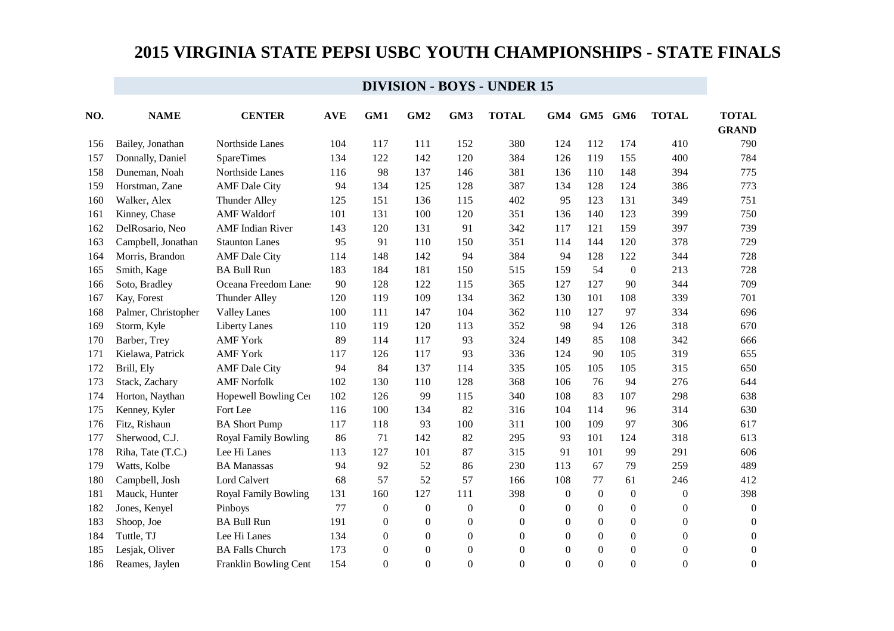# 2015 VIRGINIA STATE PEPSI USBC YOUTH CHAMPIONSHIPS - STATE FINALS

## DIVISION - BOYS - UNDER 15

| NO. | NAME | CENTER | AVE | GM1 | GM2 | GM3 | TOTAL | GM4 | GM5 | GM6 | TOTAL | TOTAL GRAND |
|---|---|---|---|---|---|---|---|---|---|---|---|---|
| 156 | Bailey, Jonathan | Northside Lanes | 104 | 117 | 111 | 152 | 380 | 124 | 112 | 174 | 410 | 790 |
| 157 | Donnally, Daniel | SpareTimes | 134 | 122 | 142 | 120 | 384 | 126 | 119 | 155 | 400 | 784 |
| 158 | Duneman, Noah | Northside Lanes | 116 | 98 | 137 | 146 | 381 | 136 | 110 | 148 | 394 | 775 |
| 159 | Horstman, Zane | AMF Dale City | 94 | 134 | 125 | 128 | 387 | 134 | 128 | 124 | 386 | 773 |
| 160 | Walker, Alex | Thunder Alley | 125 | 151 | 136 | 115 | 402 | 95 | 123 | 131 | 349 | 751 |
| 161 | Kinney, Chase | AMF Waldorf | 101 | 131 | 100 | 120 | 351 | 136 | 140 | 123 | 399 | 750 |
| 162 | DelRosario, Neo | AMF Indian River | 143 | 120 | 131 | 91 | 342 | 117 | 121 | 159 | 397 | 739 |
| 163 | Campbell, Jonathan | Staunton Lanes | 95 | 91 | 110 | 150 | 351 | 114 | 144 | 120 | 378 | 729 |
| 164 | Morris, Brandon | AMF Dale City | 114 | 148 | 142 | 94 | 384 | 94 | 128 | 122 | 344 | 728 |
| 165 | Smith, Kage | BA Bull Run | 183 | 184 | 181 | 150 | 515 | 159 | 54 | 0 | 213 | 728 |
| 166 | Soto, Bradley | Oceana Freedom Lanes | 90 | 128 | 122 | 115 | 365 | 127 | 127 | 90 | 344 | 709 |
| 167 | Kay, Forest | Thunder Alley | 120 | 119 | 109 | 134 | 362 | 130 | 101 | 108 | 339 | 701 |
| 168 | Palmer, Christopher | Valley Lanes | 100 | 111 | 147 | 104 | 362 | 110 | 127 | 97 | 334 | 696 |
| 169 | Storm, Kyle | Liberty Lanes | 110 | 119 | 120 | 113 | 352 | 98 | 94 | 126 | 318 | 670 |
| 170 | Barber, Trey | AMF York | 89 | 114 | 117 | 93 | 324 | 149 | 85 | 108 | 342 | 666 |
| 171 | Kielawa, Patrick | AMF York | 117 | 126 | 117 | 93 | 336 | 124 | 90 | 105 | 319 | 655 |
| 172 | Brill, Ely | AMF Dale City | 94 | 84 | 137 | 114 | 335 | 105 | 105 | 105 | 315 | 650 |
| 173 | Stack, Zachary | AMF Norfolk | 102 | 130 | 110 | 128 | 368 | 106 | 76 | 94 | 276 | 644 |
| 174 | Horton, Naythan | Hopewell Bowling Cer | 102 | 126 | 99 | 115 | 340 | 108 | 83 | 107 | 298 | 638 |
| 175 | Kenney, Kyler | Fort Lee | 116 | 100 | 134 | 82 | 316 | 104 | 114 | 96 | 314 | 630 |
| 176 | Fitz, Rishaun | BA Short Pump | 117 | 118 | 93 | 100 | 311 | 100 | 109 | 97 | 306 | 617 |
| 177 | Sherwood, C.J. | Royal Family Bowling | 86 | 71 | 142 | 82 | 295 | 93 | 101 | 124 | 318 | 613 |
| 178 | Riha, Tate (T.C.) | Lee Hi Lanes | 113 | 127 | 101 | 87 | 315 | 91 | 101 | 99 | 291 | 606 |
| 179 | Watts, Kolbe | BA Manassas | 94 | 92 | 52 | 86 | 230 | 113 | 67 | 79 | 259 | 489 |
| 180 | Campbell, Josh | Lord Calvert | 68 | 57 | 52 | 57 | 166 | 108 | 77 | 61 | 246 | 412 |
| 181 | Mauck, Hunter | Royal Family Bowling | 131 | 160 | 127 | 111 | 398 | 0 | 0 | 0 | 0 | 398 |
| 182 | Jones, Kenyel | Pinboys | 77 | 0 | 0 | 0 | 0 | 0 | 0 | 0 | 0 | 0 |
| 183 | Shoop, Joe | BA Bull Run | 191 | 0 | 0 | 0 | 0 | 0 | 0 | 0 | 0 | 0 |
| 184 | Tuttle, TJ | Lee Hi Lanes | 134 | 0 | 0 | 0 | 0 | 0 | 0 | 0 | 0 | 0 |
| 185 | Lesjak, Oliver | BA Falls Church | 173 | 0 | 0 | 0 | 0 | 0 | 0 | 0 | 0 | 0 |
| 186 | Reames, Jaylen | Franklin Bowling Cent | 154 | 0 | 0 | 0 | 0 | 0 | 0 | 0 | 0 | 0 |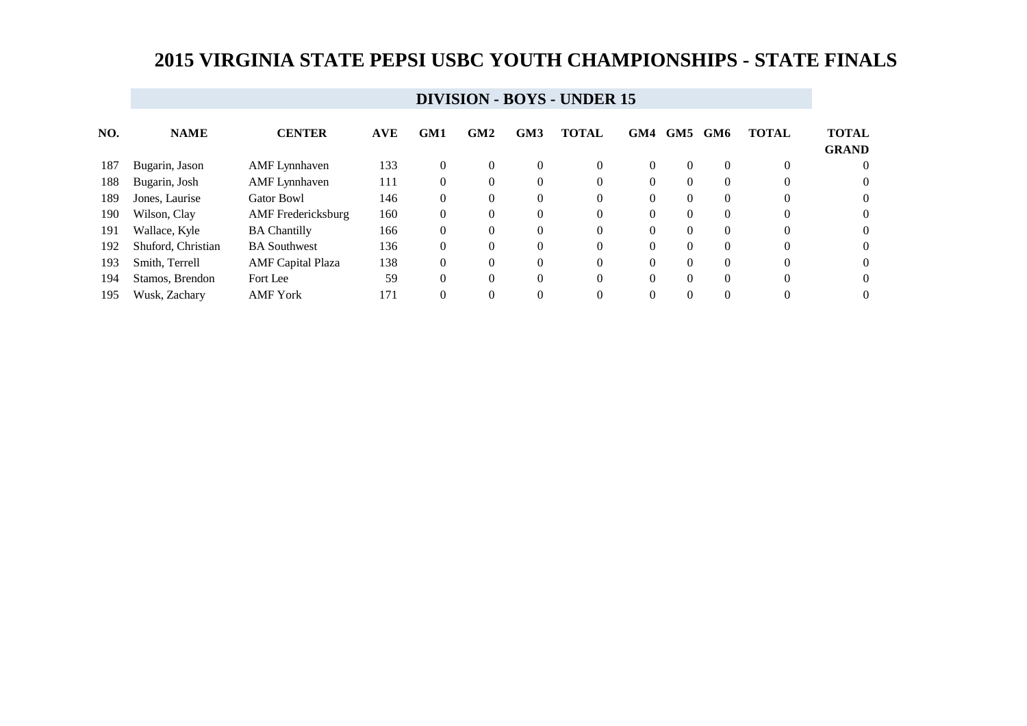# 2015 VIRGINIA STATE PEPSI USBC YOUTH CHAMPIONSHIPS - STATE FINALS

## DIVISION - BOYS - UNDER 15

| NO. | NAME | CENTER | AVE | GM1 | GM2 | GM3 | TOTAL | GM4 | GM5 | GM6 | TOTAL | TOTAL GRAND |
|---|---|---|---|---|---|---|---|---|---|---|---|---|
| 187 | Bugarin, Jason | AMF Lynnhaven | 133 | 0 | 0 | 0 | 0 | 0 | 0 | 0 | 0 | 0 |
| 188 | Bugarin, Josh | AMF Lynnhaven | 111 | 0 | 0 | 0 | 0 | 0 | 0 | 0 | 0 | 0 |
| 189 | Jones, Laurise | Gator Bowl | 146 | 0 | 0 | 0 | 0 | 0 | 0 | 0 | 0 | 0 |
| 190 | Wilson, Clay | AMF Fredericksburg | 160 | 0 | 0 | 0 | 0 | 0 | 0 | 0 | 0 | 0 |
| 191 | Wallace, Kyle | BA Chantilly | 166 | 0 | 0 | 0 | 0 | 0 | 0 | 0 | 0 | 0 |
| 192 | Shuford, Christian | BA Southwest | 136 | 0 | 0 | 0 | 0 | 0 | 0 | 0 | 0 | 0 |
| 193 | Smith, Terrell | AMF Capital Plaza | 138 | 0 | 0 | 0 | 0 | 0 | 0 | 0 | 0 | 0 |
| 194 | Stamos, Brendon | Fort Lee | 59 | 0 | 0 | 0 | 0 | 0 | 0 | 0 | 0 | 0 |
| 195 | Wusk, Zachary | AMF York | 171 | 0 | 0 | 0 | 0 | 0 | 0 | 0 | 0 | 0 |